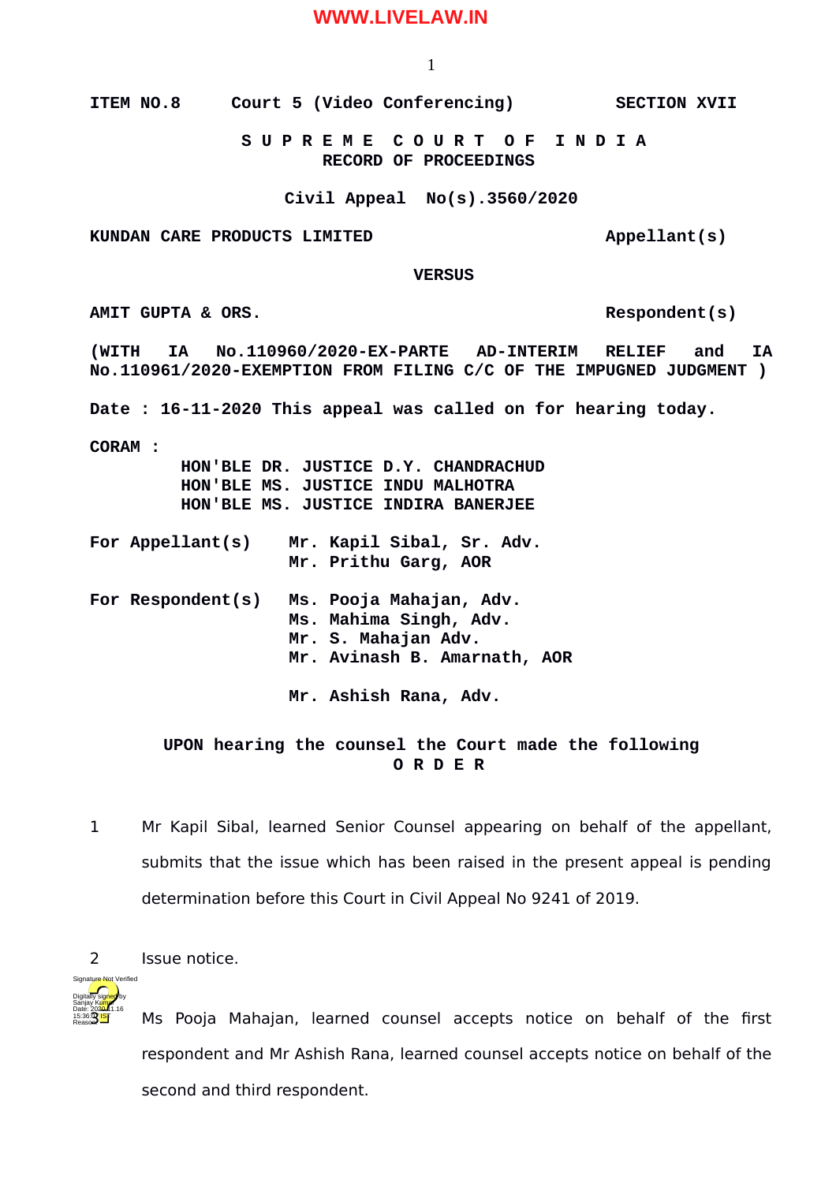ITEM NO.8 Court 5 (Video Conferencing) SECTION XVII

**S U P R E M E C O U R T O F I N D I A**
**RECORD OF PROCEEDINGS**

**Civil Appeal No(s).3560/2020**

**KUNDAN CARE PRODUCTS LIMITED** Appellant(s)

**VERSUS**

**AMIT GUPTA & ORS.** Respondent(s)

**(WITH IA No.110960/2020-EX-PARTE AD-INTERIM RELIEF and IA No.110961/2020-EXEMPTION FROM FILING C/C OF THE IMPUGNED JUDGMENT )**

**Date : 16-11-2020 This appeal was called on for hearing today.**

**CORAM :**
HON'BLE DR. JUSTICE D.Y. CHANDRACHUD
HON'BLE MS. JUSTICE INDU MALHOTRA
HON'BLE MS. JUSTICE INDIRA BANERJEE

**For Appellant(s)** Mr. Kapil Sibal, Sr. Adv.
Mr. Prithu Garg, AOR

**For Respondent(s)** Ms. Pooja Mahajan, Adv.
Ms. Mahima Singh, Adv.
Mr. S. Mahajan Adv.
Mr. Avinash B. Amarnath, AOR

Mr. Ashish Rana, Adv.

**UPON hearing the counsel the Court made the following**
**O R D E R**

1 Mr Kapil Sibal, learned Senior Counsel appearing on behalf of the appellant, submits that the issue which has been raised in the present appeal is pending determination before this Court in Civil Appeal No 9241 of 2019.

2 Issue notice.

3 Ms Pooja Mahajan, learned counsel accepts notice on behalf of the first respondent and Mr Ashish Rana, learned counsel accepts notice on behalf of the second and third respondent.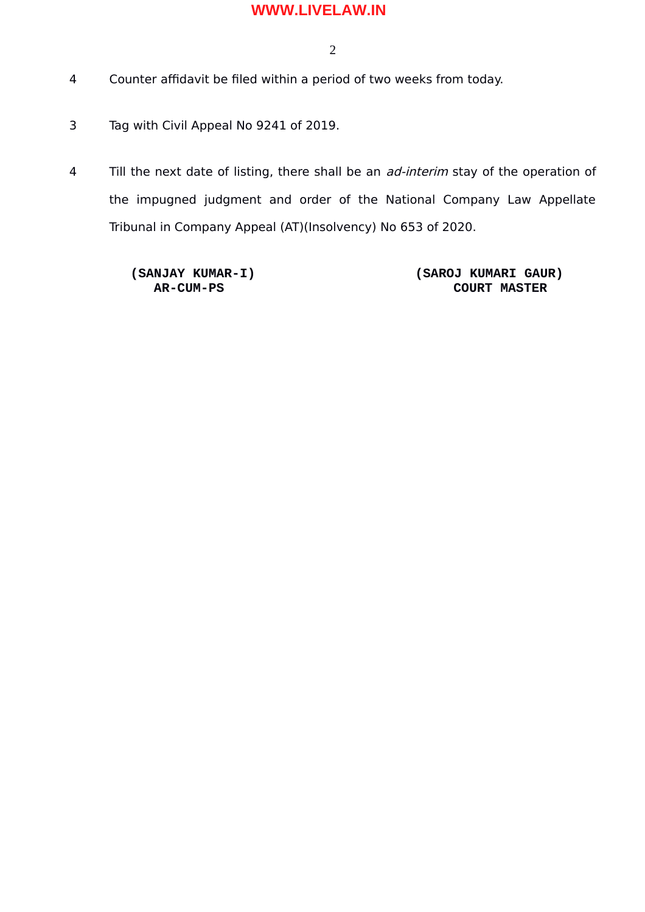4 Counter affidavit be filed within a period of two weeks from today.

3 Tag with Civil Appeal No 9241 of 2019.

4 Till the next date of listing, there shall be an *ad-interim* stay of the operation of the impugned judgment and order of the National Company Law Appellate Tribunal in Company Appeal (AT)(Insolvency) No 653 of 2020.

| | |
|---|---|
| **(SANJAY KUMAR-I)** | **(SAROJ KUMARI GAUR)** |
| **AR-CUM-PS** | **COURT MASTER** |